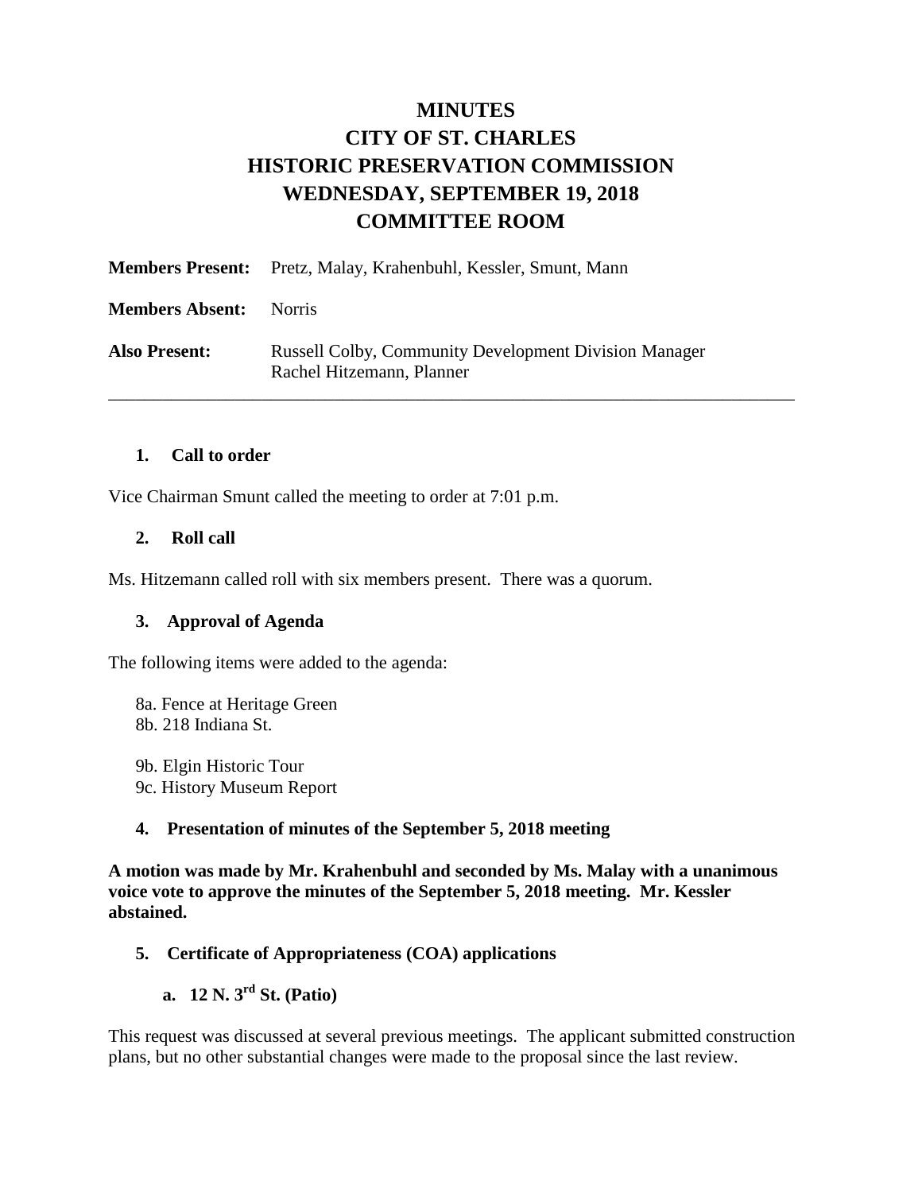# MINUTES
# CITY OF ST. CHARLES
# HISTORIC PRESERVATION COMMISSION
# WEDNESDAY, SEPTEMBER 19, 2018
# COMMITTEE ROOM

**Members Present:** Pretz, Malay, Krahenbuhl, Kessler, Smunt, Mann

**Members Absent:** Norris

**Also Present:** Russell Colby, Community Development Division Manager
Rachel Hitzemann, Planner

---

### 1. Call to order

Vice Chairman Smunt called the meeting to order at 7:01 p.m.

### 2. Roll call

Ms. Hitzemann called roll with six members present. There was a quorum.

### 3. Approval of Agenda

The following items were added to the agenda:

8a. Fence at Heritage Green
8b. 218 Indiana St.

9b. Elgin Historic Tour
9c. History Museum Report

### 4. Presentation of minutes of the September 5, 2018 meeting

**A motion was made by Mr. Krahenbuhl and seconded by Ms. Malay with a unanimous voice vote to approve the minutes of the September 5, 2018 meeting. Mr. Kessler abstained.**

### 5. Certificate of Appropriateness (COA) applications

#### a. 12 N. 3rd St. (Patio)

This request was discussed at several previous meetings. The applicant submitted construction plans, but no other substantial changes were made to the proposal since the last review.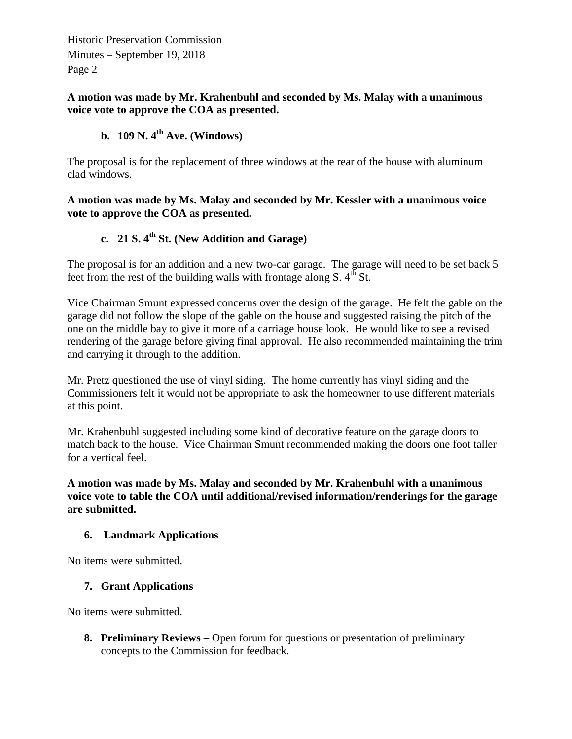**A motion was made by Mr. Krahenbuhl and seconded by Ms. Malay with a unanimous voice vote to approve the COA as presented.**

### b. 109 N. 4th Ave. (Windows)

The proposal is for the replacement of three windows at the rear of the house with aluminum clad windows.

**A motion was made by Ms. Malay and seconded by Mr. Kessler with a unanimous voice vote to approve the COA as presented.**

### c. 21 S. 4th St. (New Addition and Garage)

The proposal is for an addition and a new two-car garage. The garage will need to be set back 5 feet from the rest of the building walls with frontage along S. 4th St.

Vice Chairman Smunt expressed concerns over the design of the garage. He felt the gable on the garage did not follow the slope of the gable on the house and suggested raising the pitch of the one on the middle bay to give it more of a carriage house look. He would like to see a revised rendering of the garage before giving final approval. He also recommended maintaining the trim and carrying it through to the addition.

Mr. Pretz questioned the use of vinyl siding. The home currently has vinyl siding and the Commissioners felt it would not be appropriate to ask the homeowner to use different materials at this point.

Mr. Krahenbuhl suggested including some kind of decorative feature on the garage doors to match back to the house. Vice Chairman Smunt recommended making the doors one foot taller for a vertical feel.

**A motion was made by Ms. Malay and seconded by Mr. Krahenbuhl with a unanimous voice vote to table the COA until additional/revised information/renderings for the garage are submitted.**

## 6. Landmark Applications

No items were submitted.

## 7. Grant Applications

No items were submitted.

## 8. Preliminary Reviews – Open forum for questions or presentation of preliminary concepts to the Commission for feedback.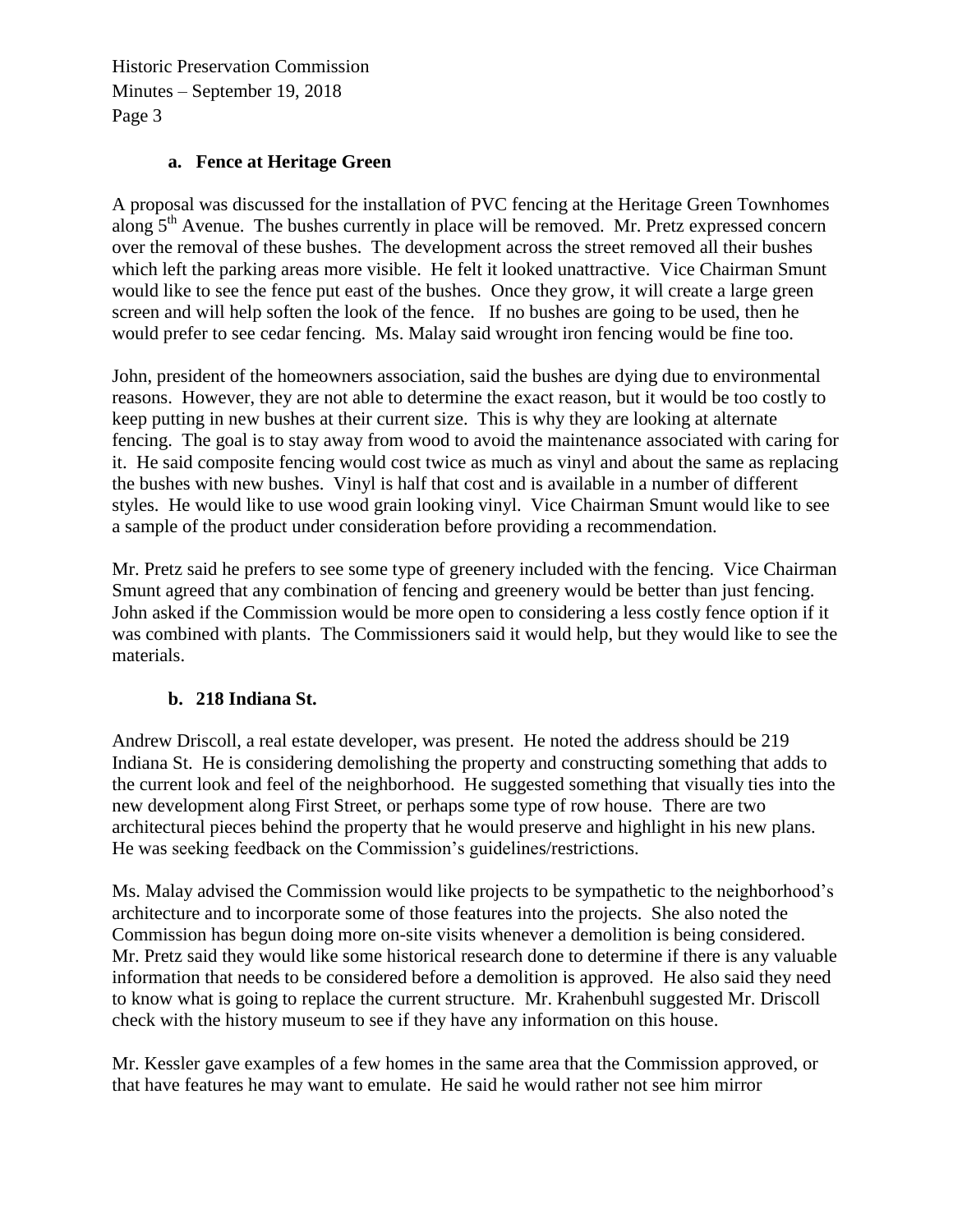### a. Fence at Heritage Green

A proposal was discussed for the installation of PVC fencing at the Heritage Green Townhomes along 5th Avenue. The bushes currently in place will be removed. Mr. Pretz expressed concern over the removal of these bushes. The development across the street removed all their bushes which left the parking areas more visible. He felt it looked unattractive. Vice Chairman Smunt would like to see the fence put east of the bushes. Once they grow, it will create a large green screen and will help soften the look of the fence. If no bushes are going to be used, then he would prefer to see cedar fencing. Ms. Malay said wrought iron fencing would be fine too.

John, president of the homeowners association, said the bushes are dying due to environmental reasons. However, they are not able to determine the exact reason, but it would be too costly to keep putting in new bushes at their current size. This is why they are looking at alternate fencing. The goal is to stay away from wood to avoid the maintenance associated with caring for it. He said composite fencing would cost twice as much as vinyl and about the same as replacing the bushes with new bushes. Vinyl is half that cost and is available in a number of different styles. He would like to use wood grain looking vinyl. Vice Chairman Smunt would like to see a sample of the product under consideration before providing a recommendation.

Mr. Pretz said he prefers to see some type of greenery included with the fencing. Vice Chairman Smunt agreed that any combination of fencing and greenery would be better than just fencing. John asked if the Commission would be more open to considering a less costly fence option if it was combined with plants. The Commissioners said it would help, but they would like to see the materials.

### b. 218 Indiana St.

Andrew Driscoll, a real estate developer, was present. He noted the address should be 219 Indiana St. He is considering demolishing the property and constructing something that adds to the current look and feel of the neighborhood. He suggested something that visually ties into the new development along First Street, or perhaps some type of row house. There are two architectural pieces behind the property that he would preserve and highlight in his new plans. He was seeking feedback on the Commission's guidelines/restrictions.

Ms. Malay advised the Commission would like projects to be sympathetic to the neighborhood's architecture and to incorporate some of those features into the projects. She also noted the Commission has begun doing more on-site visits whenever a demolition is being considered. Mr. Pretz said they would like some historical research done to determine if there is any valuable information that needs to be considered before a demolition is approved. He also said they need to know what is going to replace the current structure. Mr. Krahenbuhl suggested Mr. Driscoll check with the history museum to see if they have any information on this house.

Mr. Kessler gave examples of a few homes in the same area that the Commission approved, or that have features he may want to emulate. He said he would rather not see him mirror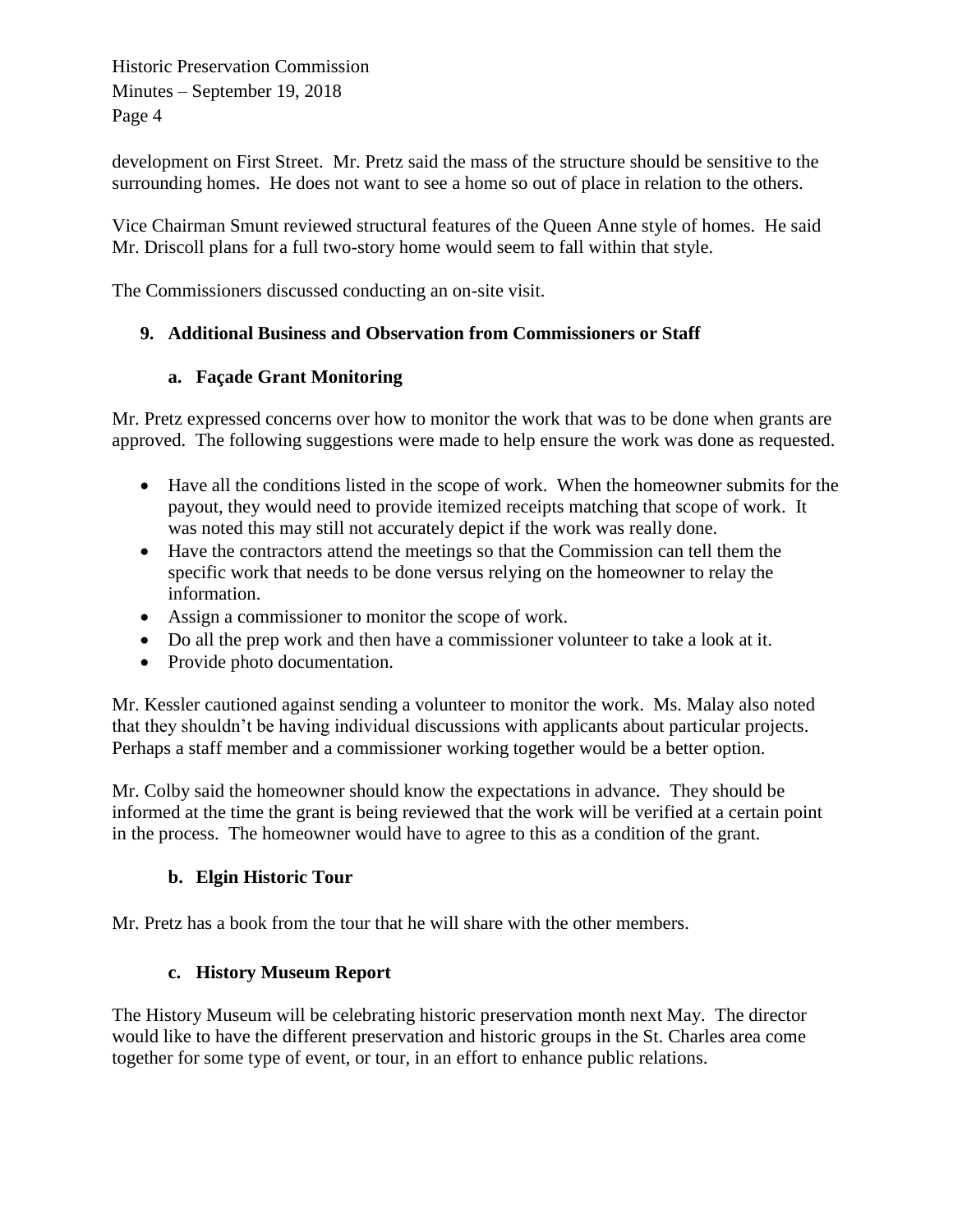development on First Street. Mr. Pretz said the mass of the structure should be sensitive to the surrounding homes. He does not want to see a home so out of place in relation to the others.

Vice Chairman Smunt reviewed structural features of the Queen Anne style of homes. He said Mr. Driscoll plans for a full two-story home would seem to fall within that style.

The Commissioners discussed conducting an on-site visit.

**9. Additional Business and Observation from Commissioners or Staff**

**a. Façade Grant Monitoring**

Mr. Pretz expressed concerns over how to monitor the work that was to be done when grants are approved. The following suggestions were made to help ensure the work was done as requested.

- Have all the conditions listed in the scope of work. When the homeowner submits for the payout, they would need to provide itemized receipts matching that scope of work. It was noted this may still not accurately depict if the work was really done.
- Have the contractors attend the meetings so that the Commission can tell them the specific work that needs to be done versus relying on the homeowner to relay the information.
- Assign a commissioner to monitor the scope of work.
- Do all the prep work and then have a commissioner volunteer to take a look at it.
- Provide photo documentation.

Mr. Kessler cautioned against sending a volunteer to monitor the work. Ms. Malay also noted that they shouldn't be having individual discussions with applicants about particular projects. Perhaps a staff member and a commissioner working together would be a better option.

Mr. Colby said the homeowner should know the expectations in advance. They should be informed at the time the grant is being reviewed that the work will be verified at a certain point in the process. The homeowner would have to agree to this as a condition of the grant.

**b. Elgin Historic Tour**

Mr. Pretz has a book from the tour that he will share with the other members.

**c. History Museum Report**

The History Museum will be celebrating historic preservation month next May. The director would like to have the different preservation and historic groups in the St. Charles area come together for some type of event, or tour, in an effort to enhance public relations.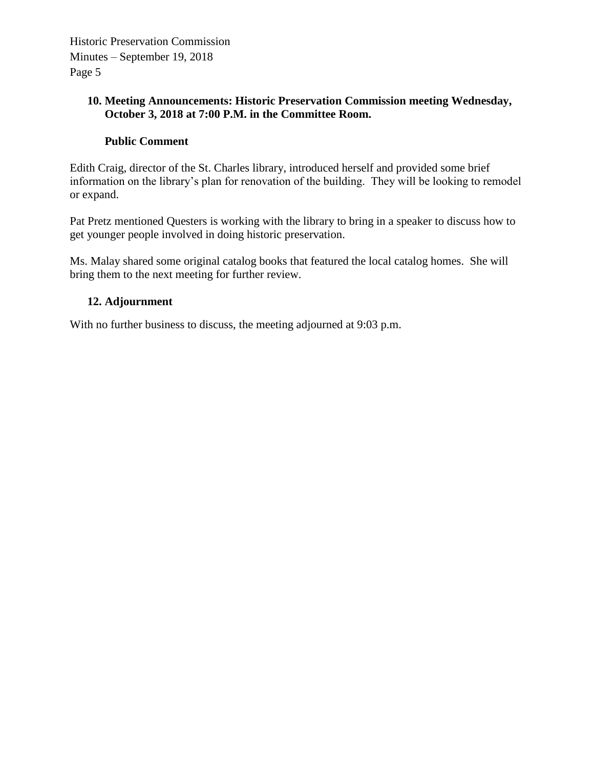**10. Meeting Announcements: Historic Preservation Commission meeting Wednesday, October 3, 2018 at 7:00 P.M. in the Committee Room.**

**Public Comment**

Edith Craig, director of the St. Charles library, introduced herself and provided some brief information on the library's plan for renovation of the building. They will be looking to remodel or expand.

Pat Pretz mentioned Questers is working with the library to bring in a speaker to discuss how to get younger people involved in doing historic preservation.

Ms. Malay shared some original catalog books that featured the local catalog homes. She will bring them to the next meeting for further review.

**12. Adjournment**

With no further business to discuss, the meeting adjourned at 9:03 p.m.